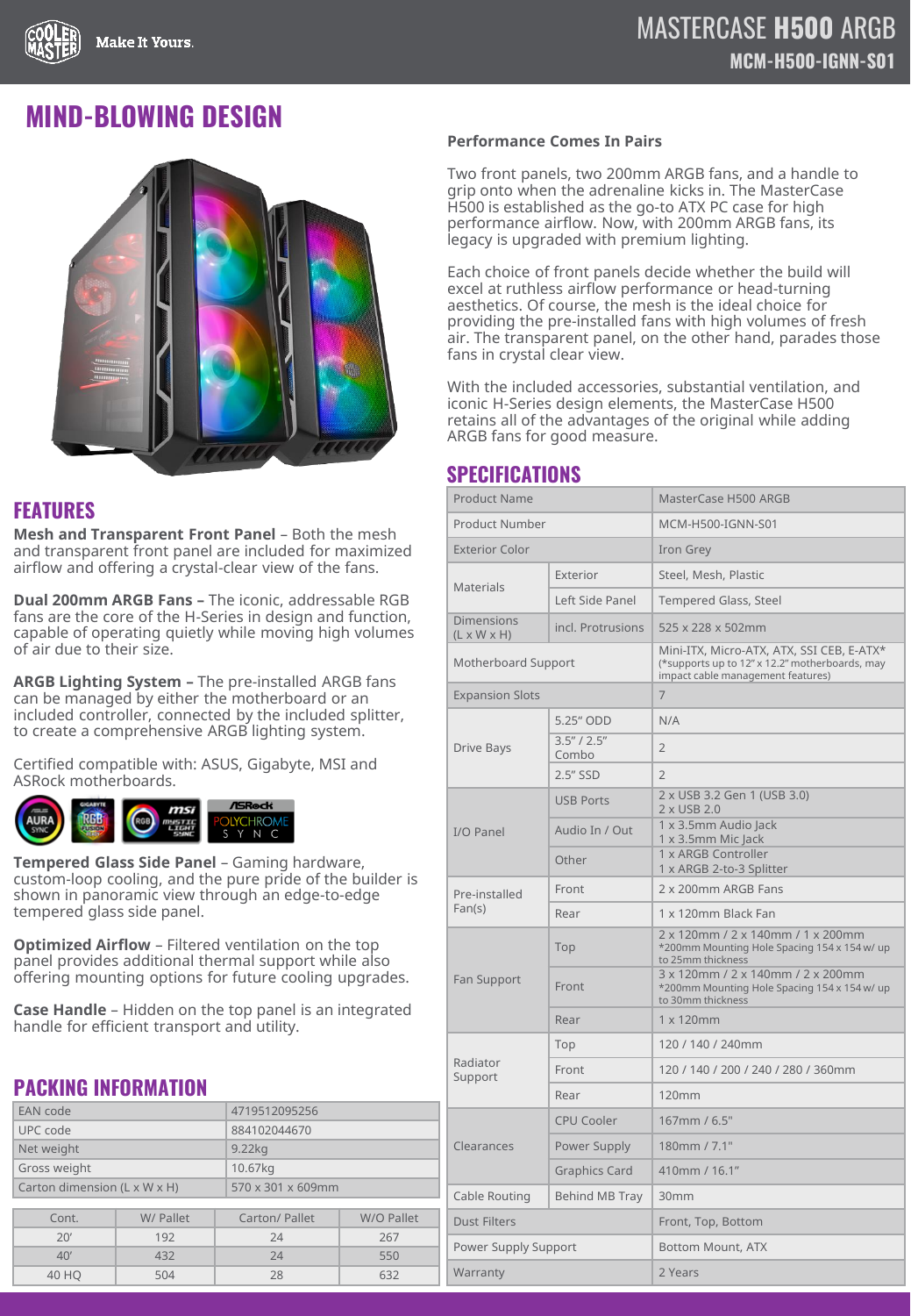# MASTERCASE H500 ARGB

## MCM-H500-IGNN-S01

## MIND-BLOWING DESIGN

### Performance Comes In Pairs

Two front panels, two 200mm ARGB fans, and a handle to grip onto when the adrenaline kicks in. The MasterCase H500 is established as the go-to ATX PC case for high performance airflow. Now, with 200mm ARGB fans, its legacy is upgraded with premium lighting.

Each choice of front panels decide whether the build will excel at ruthless airflow performance or head-turning aesthetics. Of course, the mesh is the ideal choice for providing the pre-installed fans with high volumes of fresh air. The transparent panel, on the other hand, parades those fans in crystal clear view.

With the included accessories, substantial ventilation, and iconic H-Series design elements, the MasterCase H500 retains all of the advantages of the original while adding ARGB fans for good measure.

## FEATURES

**Mesh and Transparent Front Panel** – Both the mesh and transparent front panel are included for maximized airflow and offering a crystal-clear view of the fans.

**Dual 200mm ARGB Fans –** The iconic, addressable RGB fans are the core of the H-Series in design and function, capable of operating quietly while moving high volumes of air due to their size.

**ARGB Lighting System –** The pre-installed ARGB fans can be managed by either the motherboard or an included controller, connected by the included splitter, to create a comprehensive ARGB lighting system.

Certified compatible with: ASUS, Gigabyte, MSI and ASRock motherboards.

**Tempered Glass Side Panel** – Gaming hardware, custom-loop cooling, and the pure pride of the builder is shown in panoramic view through an edge-to-edge tempered glass side panel.

**Optimized Airflow** – Filtered ventilation on the top panel provides additional thermal support while also offering mounting options for future cooling upgrades.

**Case Handle** – Hidden on the top panel is an integrated handle for efficient transport and utility.

## SPECIFICATIONS

| | | |
|---|---|---|
| Product Name | | MasterCase H500 ARGB |
| Product Number | | MCM-H500-IGNN-S01 |
| Exterior Color | | Iron Grey |
| Materials | Exterior | Steel, Mesh, Plastic |
| | Left Side Panel | Tempered Glass, Steel |
| Dimensions (L x W x H) | incl. Protrusions | 525 x 228 x 502mm |
| Motherboard Support | | Mini-ITX, Micro-ATX, ATX, SSI CEB, E-ATX* (*supports up to 12" x 12.2" motherboards, may impact cable management features) |
| Expansion Slots | | 7 |
| Drive Bays | 5.25" ODD | N/A |
| | 3.5" / 2.5" Combo | 2 |
| | 2.5" SSD | 2 |
| I/O Panel | USB Ports | 2 x USB 3.2 Gen 1 (USB 3.0)<br>2 x USB 2.0 |
| | Audio In / Out | 1 x 3.5mm Audio Jack<br>1 x 3.5mm Mic Jack |
| | Other | 1 x ARGB Controller<br>1 x ARGB 2-to-3 Splitter |
| Pre-installed Fan(s) | Front | 2 x 200mm ARGB Fans |
| | Rear | 1 x 120mm Black Fan |
| Fan Support | Top | 2 x 120mm / 2 x 140mm / 1 x 200mm<br>*200mm Mounting Hole Spacing 154 x 154 w/ up to 25mm thickness |
| | Front | 3 x 120mm / 2 x 140mm / 2 x 200mm<br>*200mm Mounting Hole Spacing 154 x 154 w/ up to 30mm thickness |
| | Rear | 1 x 120mm |
| Radiator Support | Top | 120 / 140 / 240mm |
| | Front | 120 / 140 / 200 / 240 / 280 / 360mm |
| | Rear | 120mm |
| Clearances | CPU Cooler | 167mm / 6.5" |
| | Power Supply | 180mm / 7.1" |
| | Graphics Card | 410mm / 16.1" |
| Cable Routing | Behind MB Tray | 30mm |
| Dust Filters | | Front, Top, Bottom |
| Power Supply Support | | Bottom Mount, ATX |
| Warranty | | 2 Years |

## PACKING INFORMATION

| | |
|---|---|
| EAN code | 4719512095256 |
| UPC code | 884102044670 |
| Net weight | 9.22kg |
| Gross weight | 10.67kg |
| Carton dimension (L x W x H) | 570 x 301 x 609mm |

| Cont. | W/ Pallet | Carton/ Pallet | W/O Pallet |
|---|---|---|---|
| 20' | 192 | 24 | 267 |
| 40' | 432 | 24 | 550 |
| 40 HQ | 504 | 28 | 632 |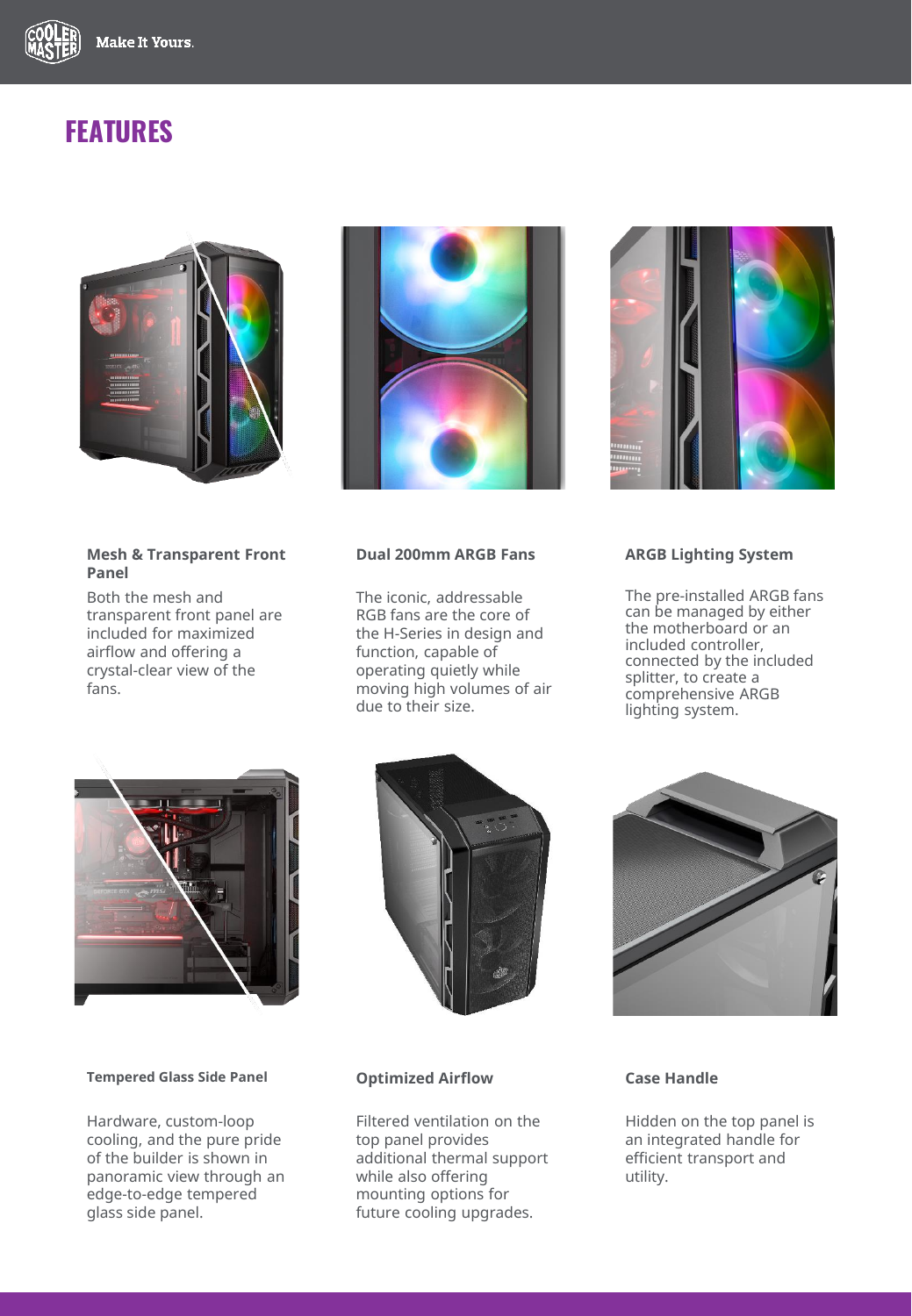# FEATURES

### Mesh & Transparent Front Panel

Both the mesh and transparent front panel are included for maximized airflow and offering a crystal-clear view of the fans.

### Dual 200mm ARGB Fans

The iconic, addressable RGB fans are the core of the H-Series in design and function, capable of operating quietly while moving high volumes of air due to their size.

### ARGB Lighting System

The pre-installed ARGB fans can be managed by either the motherboard or an included controller, connected by the included splitter, to create a comprehensive ARGB lighting system.

### Tempered Glass Side Panel

Hardware, custom-loop cooling, and the pure pride of the builder is shown in panoramic view through an edge-to-edge tempered glass side panel.

### Optimized Airflow

Filtered ventilation on the top panel provides additional thermal support while also offering mounting options for future cooling upgrades.

### Case Handle

Hidden on the top panel is an integrated handle for efficient transport and utility.